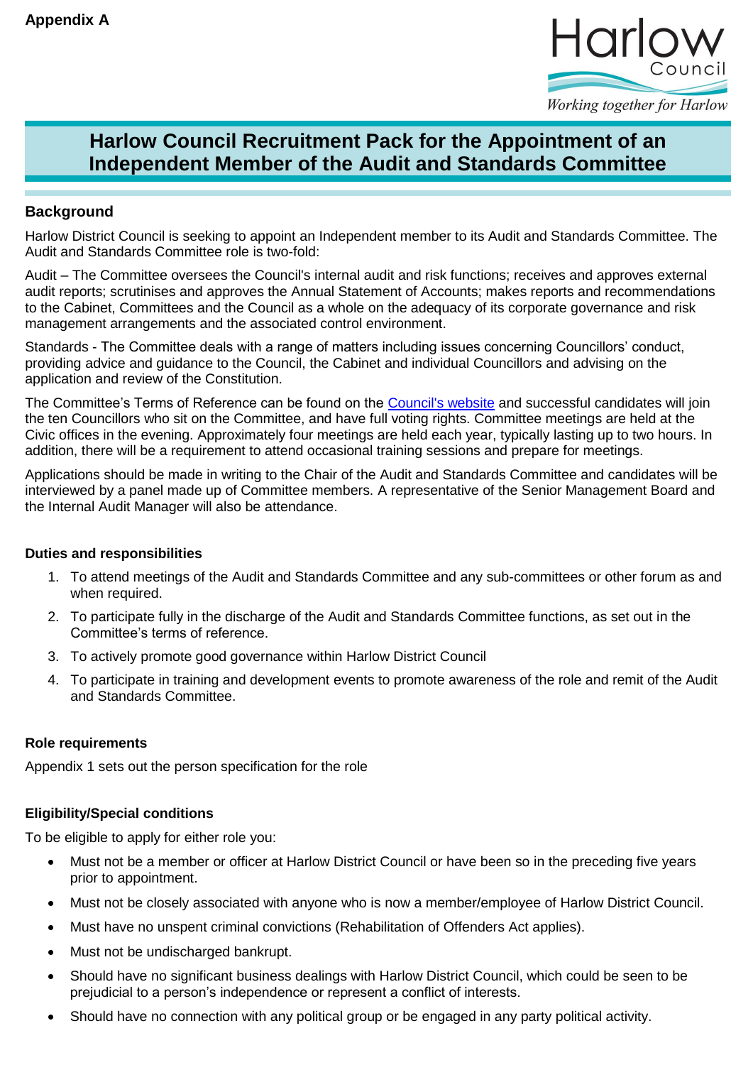**Appendix A**

Harlow Council

*Working together for Harlow*

# Harlow Council Recruitment Pack for the Appointment of an Independent Member of the Audit and Standards Committee

## Background

Harlow District Council is seeking to appoint an Independent member to its Audit and Standards Committee. The Audit and Standards Committee role is two-fold:

Audit – The Committee oversees the Council's internal audit and risk functions; receives and approves external audit reports; scrutinises and approves the Annual Statement of Accounts; makes reports and recommendations to the Cabinet, Committees and the Council as a whole on the adequacy of its corporate governance and risk management arrangements and the associated control environment.

Standards - The Committee deals with a range of matters including issues concerning Councillors' conduct, providing advice and guidance to the Council, the Cabinet and individual Councillors and advising on the application and review of the Constitution.

The Committee's Terms of Reference can be found on the Council's website and successful candidates will join the ten Councillors who sit on the Committee, and have full voting rights. Committee meetings are held at the Civic offices in the evening. Approximately four meetings are held each year, typically lasting up to two hours. In addition, there will be a requirement to attend occasional training sessions and prepare for meetings.

Applications should be made in writing to the Chair of the Audit and Standards Committee and candidates will be interviewed by a panel made up of Committee members. A representative of the Senior Management Board and the Internal Audit Manager will also be attendance.

### Duties and responsibilities

1. To attend meetings of the Audit and Standards Committee and any sub-committees or other forum as and when required.
2. To participate fully in the discharge of the Audit and Standards Committee functions, as set out in the Committee's terms of reference.
3. To actively promote good governance within Harlow District Council
4. To participate in training and development events to promote awareness of the role and remit of the Audit and Standards Committee.

### Role requirements

Appendix 1 sets out the person specification for the role

### Eligibility/Special conditions

To be eligible to apply for either role you:

- Must not be a member or officer at Harlow District Council or have been so in the preceding five years prior to appointment.
- Must not be closely associated with anyone who is now a member/employee of Harlow District Council.
- Must have no unspent criminal convictions (Rehabilitation of Offenders Act applies).
- Must not be undischarged bankrupt.
- Should have no significant business dealings with Harlow District Council, which could be seen to be prejudicial to a person's independence or represent a conflict of interests.
- Should have no connection with any political group or be engaged in any party political activity.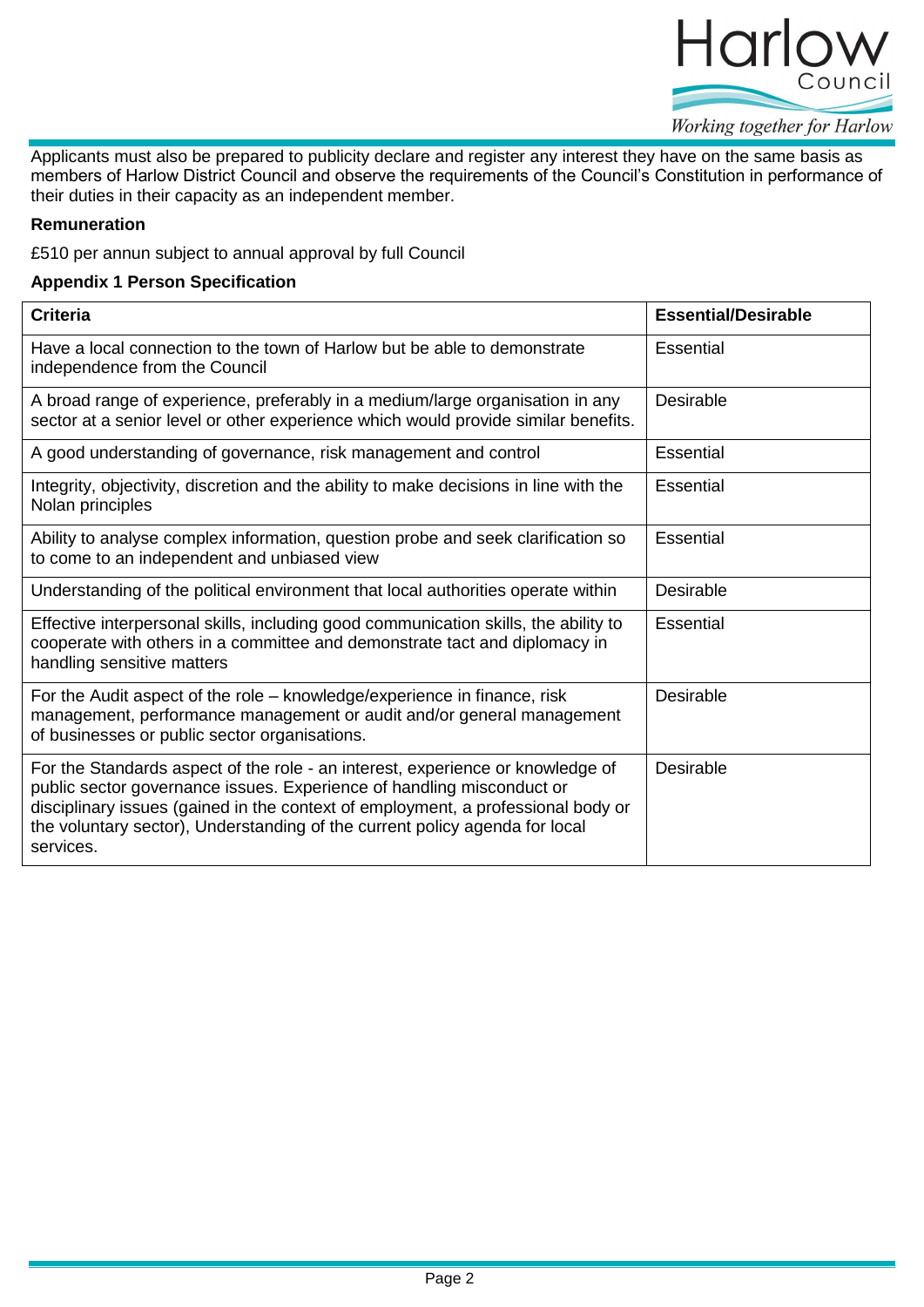Applicants must also be prepared to publicity declare and register any interest they have on the same basis as members of Harlow District Council and observe the requirements of the Council's Constitution in performance of their duties in their capacity as an independent member.

**Remuneration**

£510 per annun subject to annual approval by full Council

**Appendix 1 Person Specification**

| Criteria | Essential/Desirable |
|---|---|
| Have a local connection to the town of Harlow but be able to demonstrate independence from the Council | Essential |
| A broad range of experience, preferably in a medium/large organisation in any sector at a senior level or other experience which would provide similar benefits. | Desirable |
| A good understanding of governance, risk management and control | Essential |
| Integrity, objectivity, discretion and the ability to make decisions in line with the Nolan principles | Essential |
| Ability to analyse complex information, question probe and seek clarification so to come to an independent and unbiased view | Essential |
| Understanding of the political environment that local authorities operate within | Desirable |
| Effective interpersonal skills, including good communication skills, the ability to cooperate with others in a committee and demonstrate tact and diplomacy in handling sensitive matters | Essential |
| For the Audit aspect of the role – knowledge/experience in finance, risk management, performance management or audit and/or general management of businesses or public sector organisations. | Desirable |
| For the Standards aspect of the role - an interest, experience or knowledge of public sector governance issues. Experience of handling misconduct or disciplinary issues (gained in the context of employment, a professional body or the voluntary sector), Understanding of the current policy agenda for local services. | Desirable |